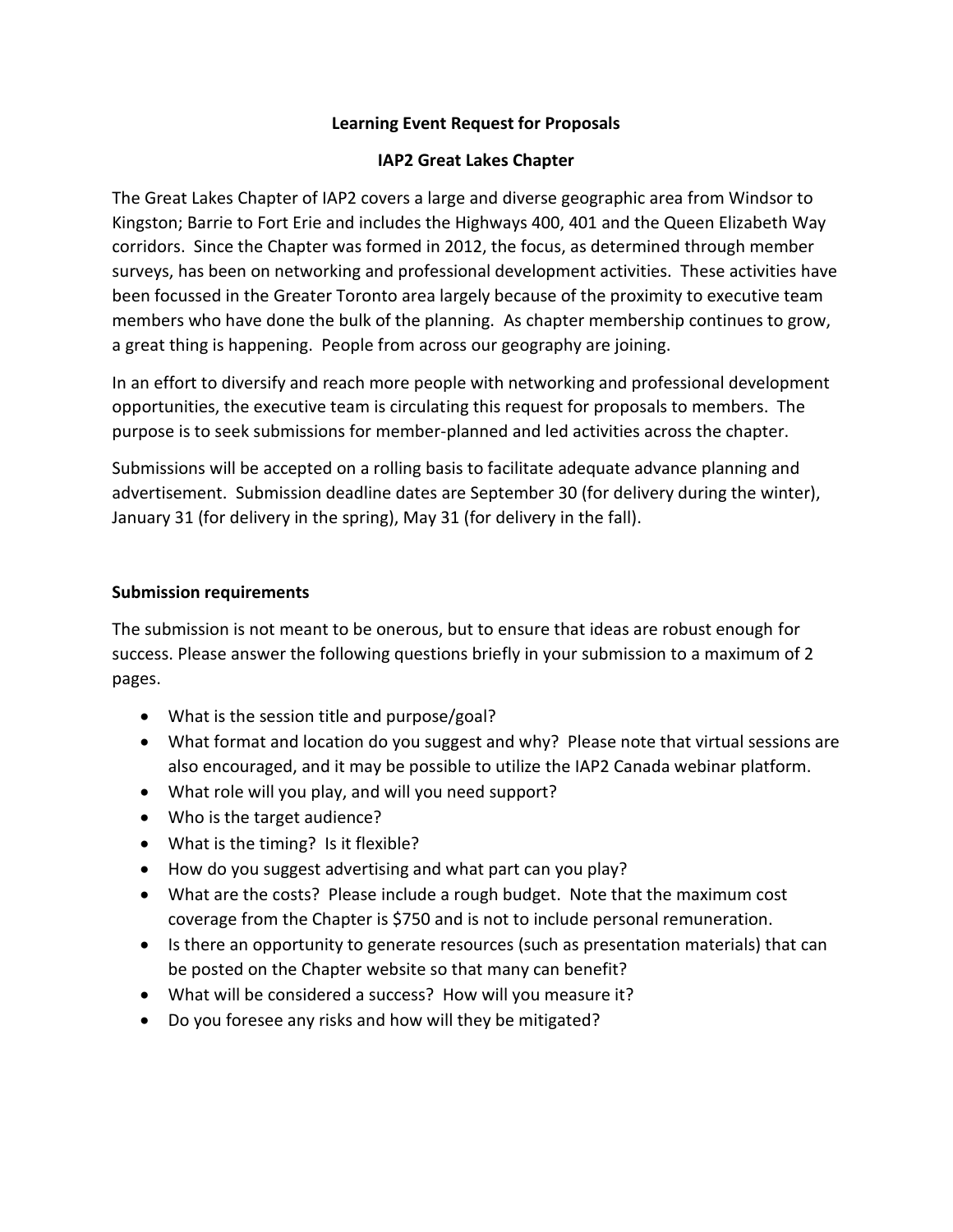# Learning Event Request for Proposals

## IAP2 Great Lakes Chapter

The Great Lakes Chapter of IAP2 covers a large and diverse geographic area from Windsor to Kingston; Barrie to Fort Erie and includes the Highways 400, 401 and the Queen Elizabeth Way corridors. Since the Chapter was formed in 2012, the focus, as determined through member surveys, has been on networking and professional development activities. These activities have been focussed in the Greater Toronto area largely because of the proximity to executive team members who have done the bulk of the planning. As chapter membership continues to grow, a great thing is happening. People from across our geography are joining.

In an effort to diversify and reach more people with networking and professional development opportunities, the executive team is circulating this request for proposals to members. The purpose is to seek submissions for member-planned and led activities across the chapter.

Submissions will be accepted on a rolling basis to facilitate adequate advance planning and advertisement. Submission deadline dates are September 30 (for delivery during the winter), January 31 (for delivery in the spring), May 31 (for delivery in the fall).

### Submission requirements

The submission is not meant to be onerous, but to ensure that ideas are robust enough for success. Please answer the following questions briefly in your submission to a maximum of 2 pages.

- What is the session title and purpose/goal?
- What format and location do you suggest and why? Please note that virtual sessions are also encouraged, and it may be possible to utilize the IAP2 Canada webinar platform.
- What role will you play, and will you need support?
- Who is the target audience?
- What is the timing? Is it flexible?
- How do you suggest advertising and what part can you play?
- What are the costs? Please include a rough budget. Note that the maximum cost coverage from the Chapter is $750 and is not to include personal remuneration.
- Is there an opportunity to generate resources (such as presentation materials) that can be posted on the Chapter website so that many can benefit?
- What will be considered a success? How will you measure it?
- Do you foresee any risks and how will they be mitigated?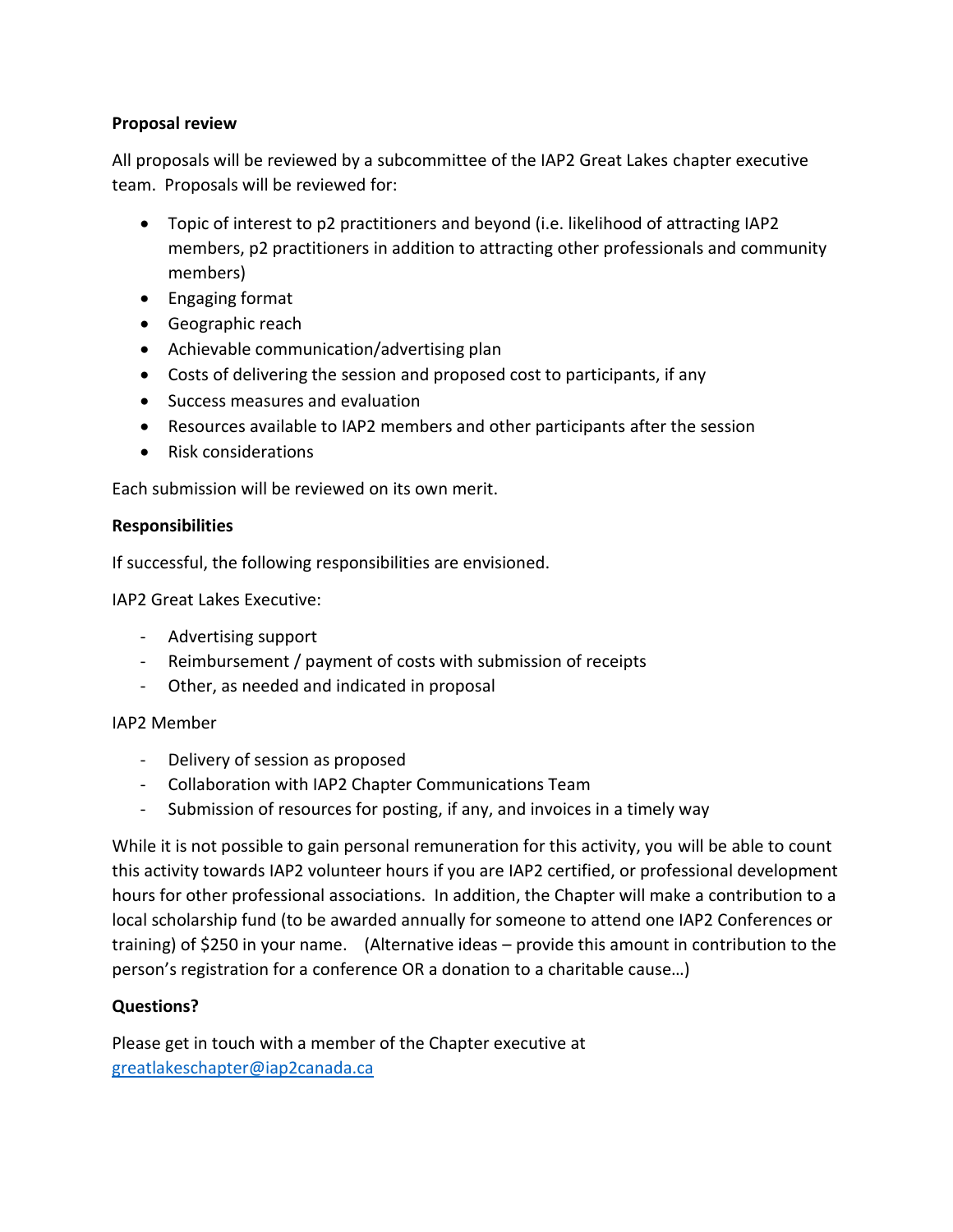**Proposal review**

All proposals will be reviewed by a subcommittee of the IAP2 Great Lakes chapter executive team. Proposals will be reviewed for:

- Topic of interest to p2 practitioners and beyond (i.e. likelihood of attracting IAP2 members, p2 practitioners in addition to attracting other professionals and community members)
- Engaging format
- Geographic reach
- Achievable communication/advertising plan
- Costs of delivering the session and proposed cost to participants, if any
- Success measures and evaluation
- Resources available to IAP2 members and other participants after the session
- Risk considerations

Each submission will be reviewed on its own merit.

**Responsibilities**

If successful, the following responsibilities are envisioned.

IAP2 Great Lakes Executive:

- Advertising support
- Reimbursement / payment of costs with submission of receipts
- Other, as needed and indicated in proposal

IAP2 Member

- Delivery of session as proposed
- Collaboration with IAP2 Chapter Communications Team
- Submission of resources for posting, if any, and invoices in a timely way

While it is not possible to gain personal remuneration for this activity, you will be able to count this activity towards IAP2 volunteer hours if you are IAP2 certified, or professional development hours for other professional associations. In addition, the Chapter will make a contribution to a local scholarship fund (to be awarded annually for someone to attend one IAP2 Conferences or training) of $250 in your name. (Alternative ideas – provide this amount in contribution to the person's registration for a conference OR a donation to a charitable cause…)

**Questions?**

Please get in touch with a member of the Chapter executive at [greatlakeschapter@iap2canada.ca](mailto:greatlakeschapter@iap2canada.ca)